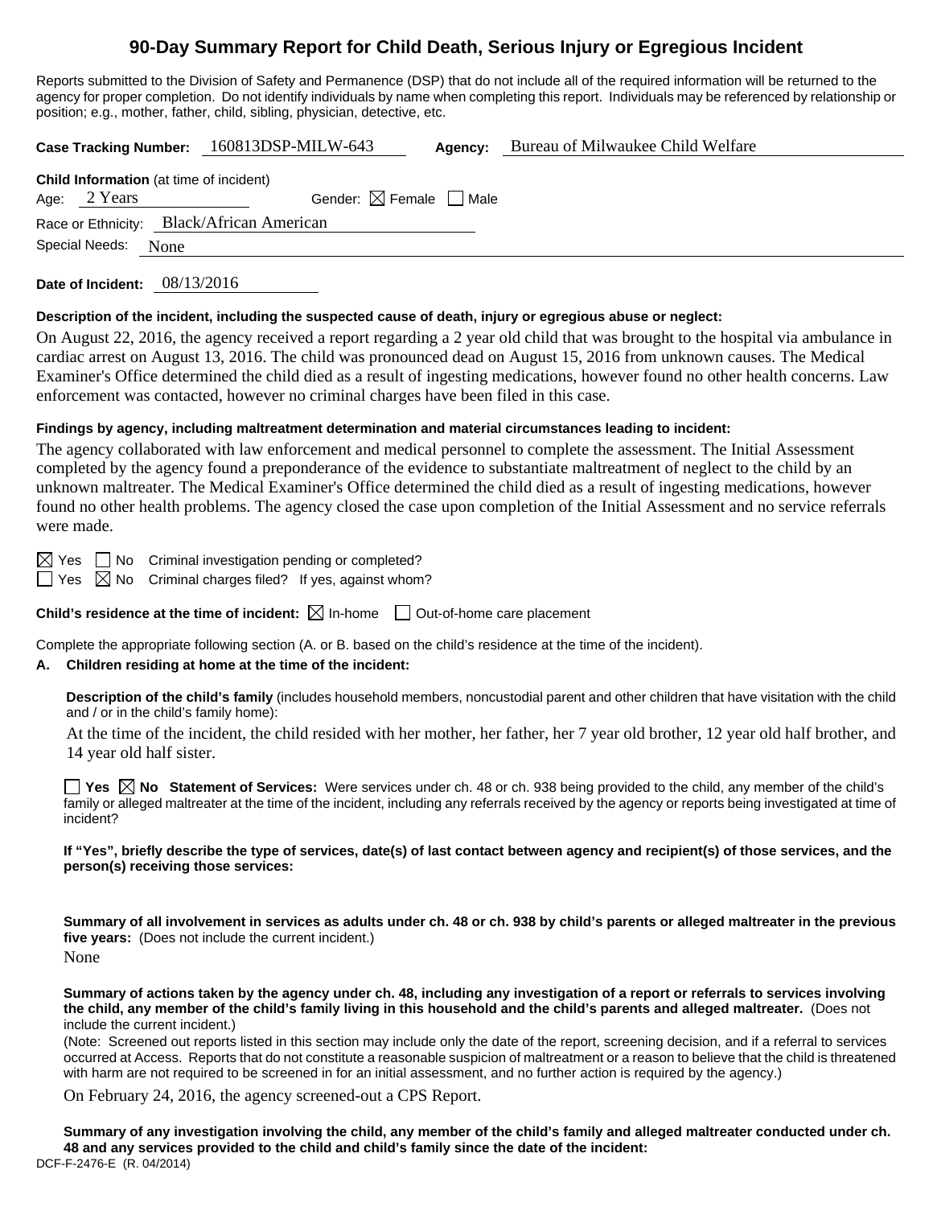# 90-Day Summary Report for Child Death, Serious Injury or Egregious Incident

Reports submitted to the Division of Safety and Permanence (DSP) that do not include all of the required information will be returned to the agency for proper completion. Do not identify individuals by name when completing this report. Individuals may be referenced by relationship or position; e.g., mother, father, child, sibling, physician, detective, etc.

**Case Tracking Number:** 160813DSP-MILW-643 **Agency:** Bureau of Milwaukee Child Welfare

**Child Information** (at time of incident)
Age: 2 Years Gender: ☒ Female ☐ Male
Race or Ethnicity: Black/African American
Special Needs: None

**Date of Incident:** 08/13/2016

**Description of the incident, including the suspected cause of death, injury or egregious abuse or neglect:**

On August 22, 2016, the agency received a report regarding a 2 year old child that was brought to the hospital via ambulance in cardiac arrest on August 13, 2016. The child was pronounced dead on August 15, 2016 from unknown causes. The Medical Examiner's Office determined the child died as a result of ingesting medications, however found no other health concerns. Law enforcement was contacted, however no criminal charges have been filed in this case.

**Findings by agency, including maltreatment determination and material circumstances leading to incident:**

The agency collaborated with law enforcement and medical personnel to complete the assessment. The Initial Assessment completed by the agency found a preponderance of the evidence to substantiate maltreatment of neglect to the child by an unknown maltreater. The Medical Examiner's Office determined the child died as a result of ingesting medications, however found no other health problems. The agency closed the case upon completion of the Initial Assessment and no service referrals were made.

☒ Yes ☐ No Criminal investigation pending or completed?
☐ Yes ☒ No Criminal charges filed? If yes, against whom?

**Child's residence at the time of incident:** ☒ In-home ☐ Out-of-home care placement

Complete the appropriate following section (A. or B. based on the child's residence at the time of the incident).

**A. Children residing at home at the time of the incident:**

**Description of the child's family** (includes household members, noncustodial parent and other children that have visitation with the child and / or in the child's family home):

At the time of the incident, the child resided with her mother, her father, her 7 year old brother, 12 year old half brother, and 14 year old half sister.

☐ **Yes** ☒ **No Statement of Services:** Were services under ch. 48 or ch. 938 being provided to the child, any member of the child's family or alleged maltreater at the time of the incident, including any referrals received by the agency or reports being investigated at time of incident?

**If "Yes", briefly describe the type of services, date(s) of last contact between agency and recipient(s) of those services, and the person(s) receiving those services:**

**Summary of all involvement in services as adults under ch. 48 or ch. 938 by child's parents or alleged maltreater in the previous five years:** (Does not include the current incident.)

None

**Summary of actions taken by the agency under ch. 48, including any investigation of a report or referrals to services involving the child, any member of the child's family living in this household and the child's parents and alleged maltreater.** (Does not include the current incident.)

(Note: Screened out reports listed in this section may include only the date of the report, screening decision, and if a referral to services occurred at Access. Reports that do not constitute a reasonable suspicion of maltreatment or a reason to believe that the child is threatened with harm are not required to be screened in for an initial assessment, and no further action is required by the agency.)

On February 24, 2016, the agency screened-out a CPS Report.

**Summary of any investigation involving the child, any member of the child's family and alleged maltreater conducted under ch. 48 and any services provided to the child and child's family since the date of the incident:**

DCF-F-2476-E (R. 04/2014)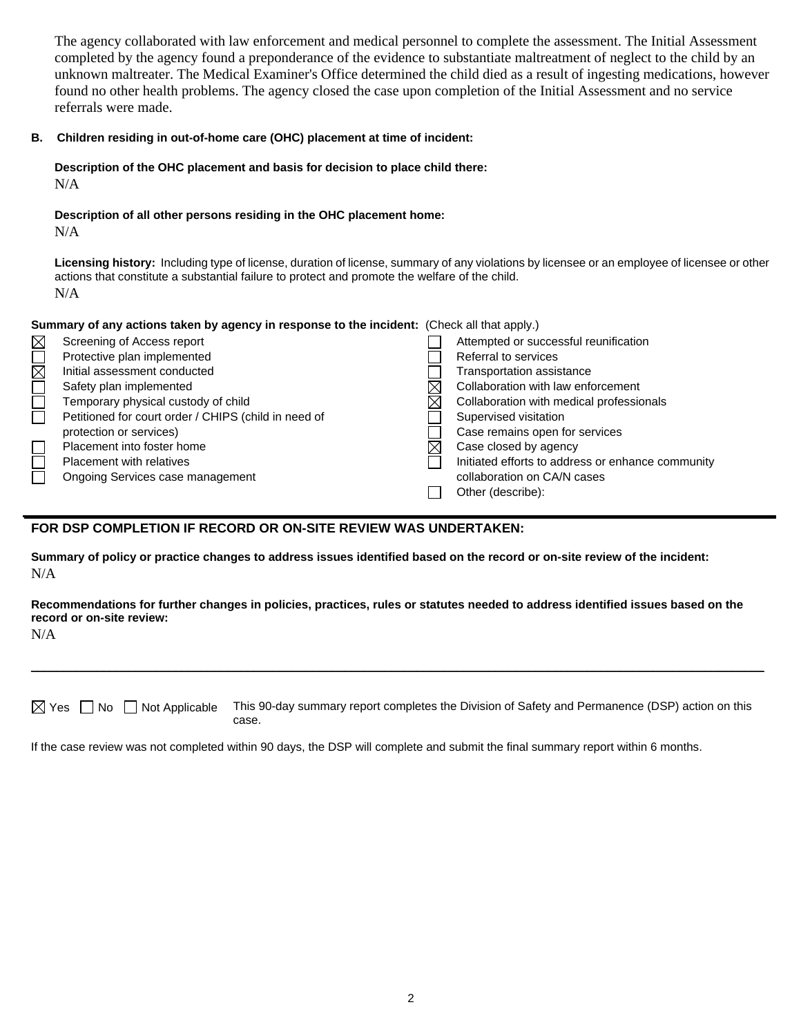The agency collaborated with law enforcement and medical personnel to complete the assessment. The Initial Assessment completed by the agency found a preponderance of the evidence to substantiate maltreatment of neglect to the child by an unknown maltreater. The Medical Examiner's Office determined the child died as a result of ingesting medications, however found no other health problems. The agency closed the case upon completion of the Initial Assessment and no service referrals were made.

**B. Children residing in out-of-home care (OHC) placement at time of incident:**

**Description of the OHC placement and basis for decision to place child there:**
N/A

**Description of all other persons residing in the OHC placement home:**
N/A

**Licensing history:** Including type of license, duration of license, summary of any violations by licensee or an employee of licensee or other actions that constitute a substantial failure to protect and promote the welfare of the child.
N/A

**Summary of any actions taken by agency in response to the incident:** (Check all that apply.)

- ☒ Screening of Access report
- ☐ Protective plan implemented
- ☒ Initial assessment conducted
- ☐ Safety plan implemented
- ☐ Temporary physical custody of child
- ☐ Petitioned for court order / CHIPS (child in need of protection or services)
- ☐ Placement into foster home
- ☐ Placement with relatives
- ☐ Ongoing Services case management
- ☐ Attempted or successful reunification
- ☐ Referral to services
- ☐ Transportation assistance
- ☒ Collaboration with law enforcement
- ☒ Collaboration with medical professionals
- ☐ Supervised visitation
- ☐ Case remains open for services
- ☒ Case closed by agency
- ☐ Initiated efforts to address or enhance community collaboration on CA/N cases
- ☐ Other (describe):

## FOR DSP COMPLETION IF RECORD OR ON-SITE REVIEW WAS UNDERTAKEN:

**Summary of policy or practice changes to address issues identified based on the record or on-site review of the incident:**
N/A

**Recommendations for further changes in policies, practices, rules or statutes needed to address identified issues based on the record or on-site review:**
N/A

---

☒ Yes ☐ No ☐ Not Applicable This 90-day summary report completes the Division of Safety and Permanence (DSP) action on this case.

If the case review was not completed within 90 days, the DSP will complete and submit the final summary report within 6 months.